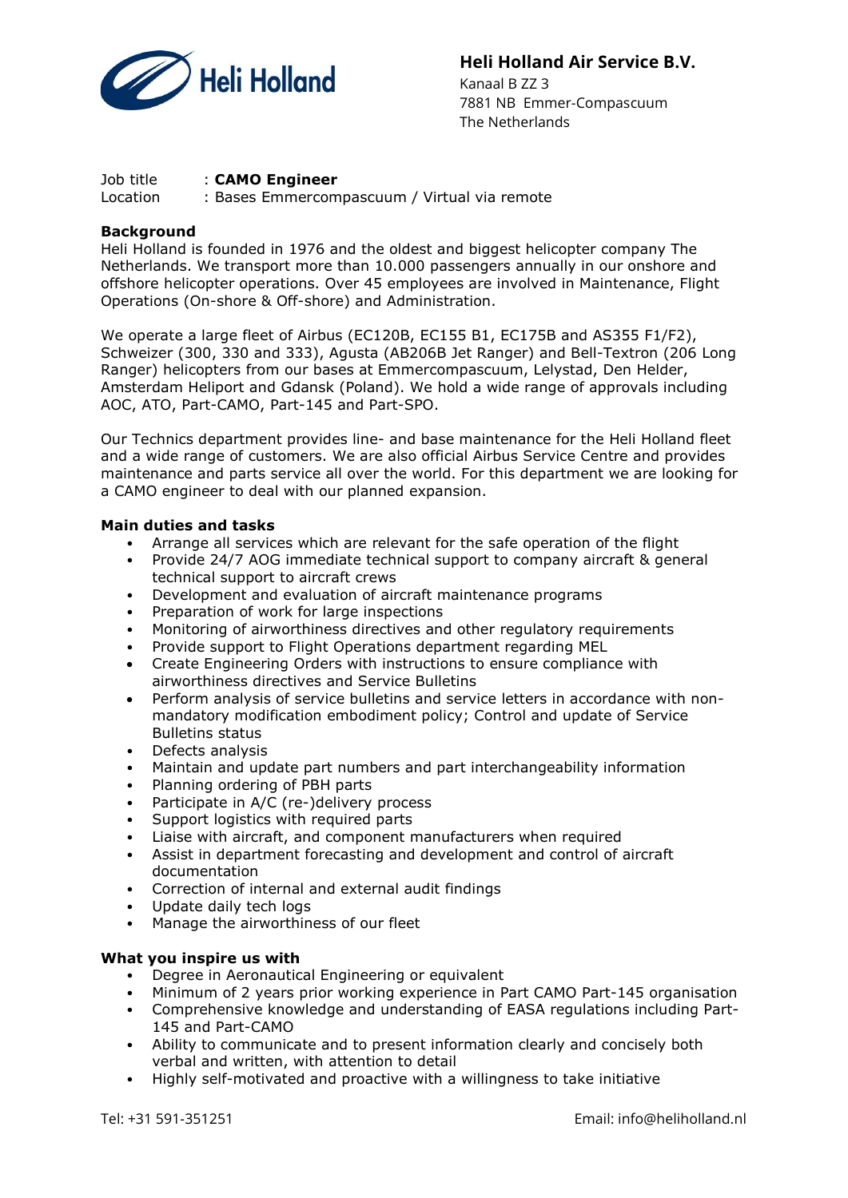**Heli Holland Air Service B.V.**
Kanaal B ZZ 3
7881 NB Emmer-Compascuum
The Netherlands

Job title : **CAMO Engineer**
Location : Bases Emmercompascuum / Virtual via remote

**Background**
Heli Holland is founded in 1976 and the oldest and biggest helicopter company The Netherlands. We transport more than 10.000 passengers annually in our onshore and offshore helicopter operations. Over 45 employees are involved in Maintenance, Flight Operations (On-shore & Off-shore) and Administration.

We operate a large fleet of Airbus (EC120B, EC155 B1, EC175B and AS355 F1/F2), Schweizer (300, 330 and 333), Agusta (AB206B Jet Ranger) and Bell-Textron (206 Long Ranger) helicopters from our bases at Emmercompascuum, Lelystad, Den Helder, Amsterdam Heliport and Gdansk (Poland). We hold a wide range of approvals including AOC, ATO, Part-CAMO, Part-145 and Part-SPO.

Our Technics department provides line- and base maintenance for the Heli Holland fleet and a wide range of customers. We are also official Airbus Service Centre and provides maintenance and parts service all over the world. For this department we are looking for a CAMO engineer to deal with our planned expansion.

**Main duties and tasks**
- Arrange all services which are relevant for the safe operation of the flight
- Provide 24/7 AOG immediate technical support to company aircraft & general technical support to aircraft crews
- Development and evaluation of aircraft maintenance programs
- Preparation of work for large inspections
- Monitoring of airworthiness directives and other regulatory requirements
- Provide support to Flight Operations department regarding MEL
- Create Engineering Orders with instructions to ensure compliance with airworthiness directives and Service Bulletins
- Perform analysis of service bulletins and service letters in accordance with non-mandatory modification embodiment policy; Control and update of Service Bulletins status
- Defects analysis
- Maintain and update part numbers and part interchangeability information
- Planning ordering of PBH parts
- Participate in A/C (re-)delivery process
- Support logistics with required parts
- Liaise with aircraft, and component manufacturers when required
- Assist in department forecasting and development and control of aircraft documentation
- Correction of internal and external audit findings
- Update daily tech logs
- Manage the airworthiness of our fleet

**What you inspire us with**
- Degree in Aeronautical Engineering or equivalent
- Minimum of 2 years prior working experience in Part CAMO Part-145 organisation
- Comprehensive knowledge and understanding of EASA regulations including Part-145 and Part-CAMO
- Ability to communicate and to present information clearly and concisely both verbal and written, with attention to detail
- Highly self-motivated and proactive with a willingness to take initiative

Tel: +31 591-351251 Email: info@heliholland.nl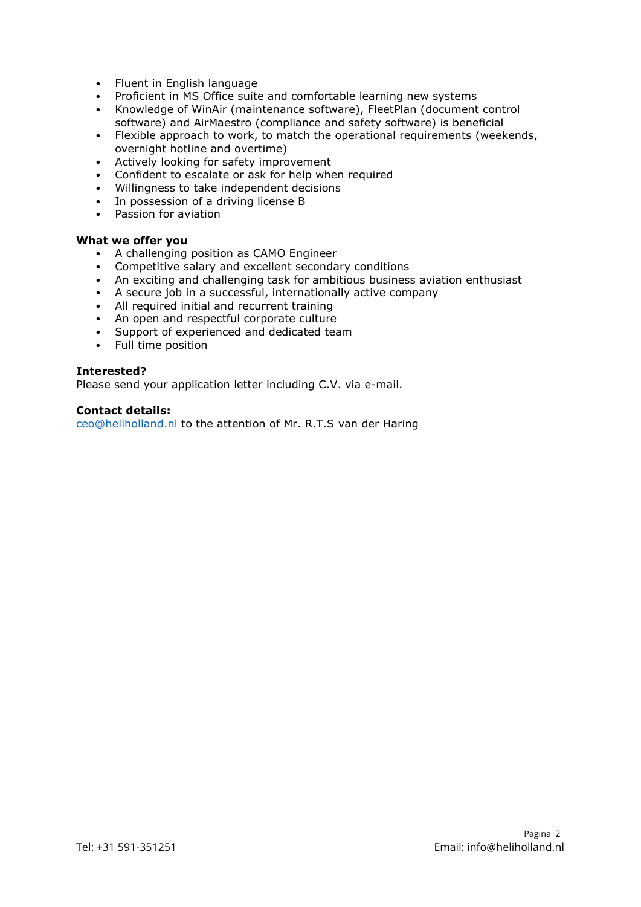- Fluent in English language
- Proficient in MS Office suite and comfortable learning new systems
- Knowledge of WinAir (maintenance software), FleetPlan (document control software) and AirMaestro (compliance and safety software) is beneficial
- Flexible approach to work, to match the operational requirements (weekends, overnight hotline and overtime)
- Actively looking for safety improvement
- Confident to escalate or ask for help when required
- Willingness to take independent decisions
- In possession of a driving license B
- Passion for aviation

**What we offer you**

- A challenging position as CAMO Engineer
- Competitive salary and excellent secondary conditions
- An exciting and challenging task for ambitious business aviation enthusiast
- A secure job in a successful, internationally active company
- All required initial and recurrent training
- An open and respectful corporate culture
- Support of experienced and dedicated team
- Full time position

**Interested?**

Please send your application letter including C.V. via e-mail.

**Contact details:**

ceo@heliholland.nl to the attention of Mr. R.T.S van der Haring

Tel: +31 591-351251

Email: info@heliholland.nl